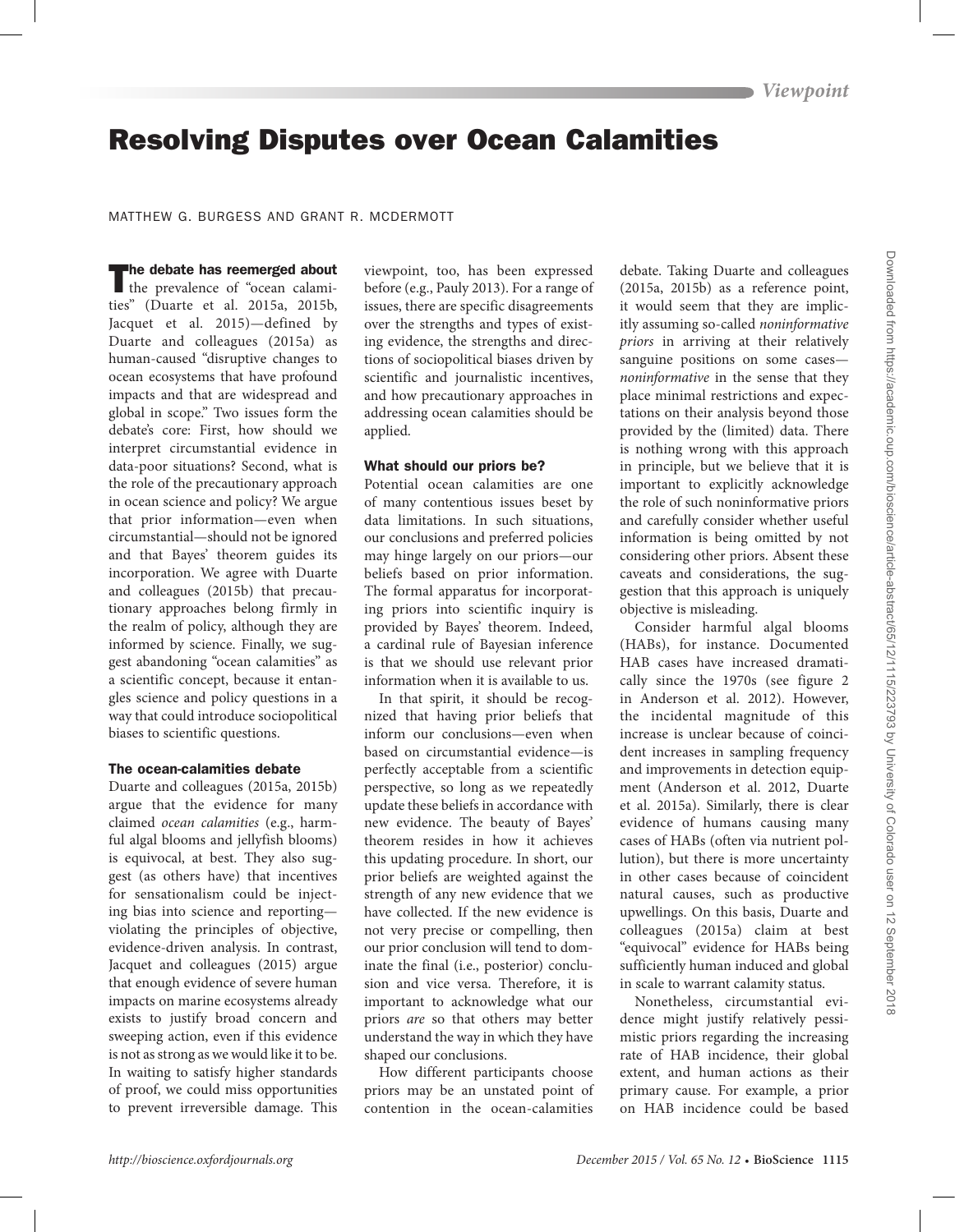# Resolving Disputes over Ocean Calamities

MATTHEW G. BURGESS AND GRANT R. MCDERMOTT

**The debate has reemerged about** the prevalence of "ocean calamities" (Duarte et al. 2015a, 2015b, Jacquet et al. 2015)—defined by Duarte and colleagues (2015a) as human-caused "disruptive changes to ocean ecosystems that have profound impacts and that are widespread and global in scope." Two issues form the debate's core: First, how should we interpret circumstantial evidence in data-poor situations? Second, what is the role of the precautionary approach in ocean science and policy? We argue that prior information—even when circumstantial—should not be ignored and that Bayes' theorem guides its incorporation. We agree with Duarte and colleagues (2015b) that precautionary approaches belong firmly in the realm of policy, although they are informed by science. Finally, we suggest abandoning "ocean calamities" as a scientific concept, because it entangles science and policy questions in a way that could introduce sociopolitical biases to scientific questions.

## The ocean-calamities debate

Duarte and colleagues (2015a, 2015b) argue that the evidence for many claimed *ocean calamities* (e.g., harmful algal blooms and jellyfish blooms) is equivocal, at best. They also suggest (as others have) that incentives for sensationalism could be injecting bias into science and reporting—violating the principles of objective, evidence-driven analysis. In contrast, Jacquet and colleagues (2015) argue that enough evidence of severe human impacts on marine ecosystems already exists to justify broad concern and sweeping action, even if this evidence is not as strong as we would like it to be. In waiting to satisfy higher standards of proof, we could miss opportunities to prevent irreversible damage. This viewpoint, too, has been expressed before (e.g., Pauly 2013). For a range of issues, there are specific disagreements over the strengths and types of existing evidence, the strengths and directions of sociopolitical biases driven by scientific and journalistic incentives, and how precautionary approaches in addressing ocean calamities should be applied.

## What should our priors be?

Potential ocean calamities are one of many contentious issues beset by data limitations. In such situations, our conclusions and preferred policies may hinge largely on our priors—our beliefs based on prior information. The formal apparatus for incorporating priors into scientific inquiry is provided by Bayes' theorem. Indeed, a cardinal rule of Bayesian inference is that we should use relevant prior information when it is available to us.

In that spirit, it should be recognized that having prior beliefs that inform our conclusions—even when based on circumstantial evidence—is perfectly acceptable from a scientific perspective, so long as we repeatedly update these beliefs in accordance with new evidence. The beauty of Bayes' theorem resides in how it achieves this updating procedure. In short, our prior beliefs are weighted against the strength of any new evidence that we have collected. If the new evidence is not very precise or compelling, then our prior conclusion will tend to dominate the final (i.e., posterior) conclusion and vice versa. Therefore, it is important to acknowledge what our priors *are* so that others may better understand the way in which they have shaped our conclusions.

How different participants choose priors may be an unstated point of contention in the ocean-calamities debate. Taking Duarte and colleagues (2015a, 2015b) as a reference point, it would seem that they are implicitly assuming so-called *noninformative priors* in arriving at their relatively sanguine positions on some cases—*noninformative* in the sense that they place minimal restrictions and expectations on their analysis beyond those provided by the (limited) data. There is nothing wrong with this approach in principle, but we believe that it is important to explicitly acknowledge the role of such noninformative priors and carefully consider whether useful information is being omitted by not considering other priors. Absent these caveats and considerations, the suggestion that this approach is uniquely objective is misleading.

Consider harmful algal blooms (HABs), for instance. Documented HAB cases have increased dramatically since the 1970s (see figure 2 in Anderson et al. 2012). However, the incidental magnitude of this increase is unclear because of coincident increases in sampling frequency and improvements in detection equipment (Anderson et al. 2012, Duarte et al. 2015a). Similarly, there is clear evidence of humans causing many cases of HABs (often via nutrient pollution), but there is more uncertainty in other cases because of coincident natural causes, such as productive upwellings. On this basis, Duarte and colleagues (2015a) claim at best "equivocal" evidence for HABs being sufficiently human induced and global in scale to warrant calamity status.

Nonetheless, circumstantial evidence might justify relatively pessimistic priors regarding the increasing rate of HAB incidence, their global extent, and human actions as their primary cause. For example, a prior on HAB incidence could be based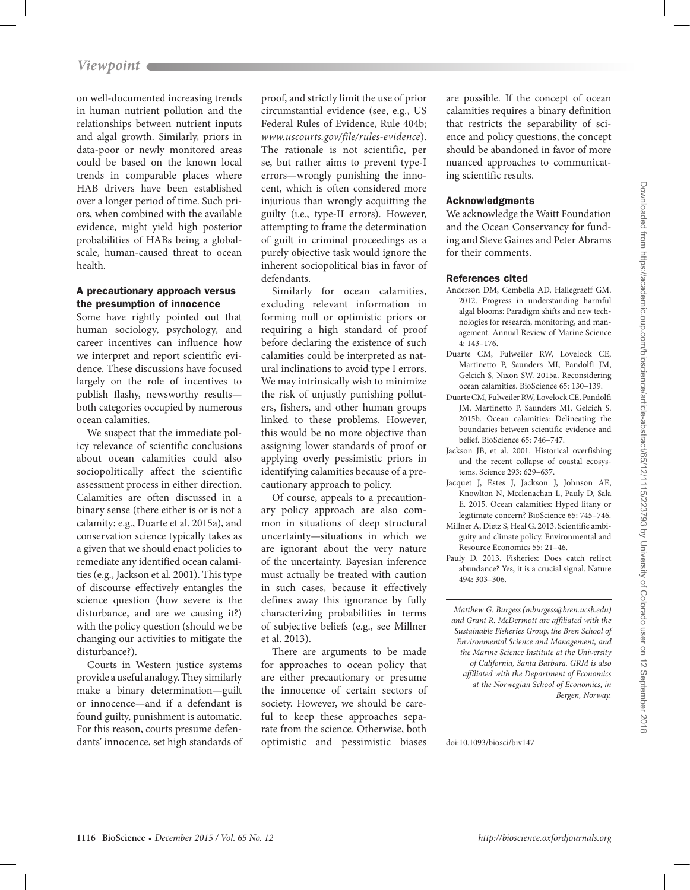on well-documented increasing trends in human nutrient pollution and the relationships between nutrient inputs and algal growth. Similarly, priors in data-poor or newly monitored areas could be based on the known local trends in comparable places where HAB drivers have been established over a longer period of time. Such priors, when combined with the available evidence, might yield high posterior probabilities of HABs being a global-scale, human-caused threat to ocean health.

### A precautionary approach versus the presumption of innocence

Some have rightly pointed out that human sociology, psychology, and career incentives can influence how we interpret and report scientific evidence. These discussions have focused largely on the role of incentives to publish flashy, newsworthy results—both categories occupied by numerous ocean calamities.

We suspect that the immediate policy relevance of scientific conclusions about ocean calamities could also sociopolitically affect the scientific assessment process in either direction. Calamities are often discussed in a binary sense (there either is or is not a calamity; e.g., Duarte et al. 2015a), and conservation science typically takes as a given that we should enact policies to remediate any identified ocean calamities (e.g., Jackson et al. 2001). This type of discourse effectively entangles the science question (how severe is the disturbance, and are we causing it?) with the policy question (should we be changing our activities to mitigate the disturbance?).

Courts in Western justice systems provide a useful analogy. They similarly make a binary determination—guilt or innocence—and if a defendant is found guilty, punishment is automatic. For this reason, courts presume defendants' innocence, set high standards of proof, and strictly limit the use of prior circumstantial evidence (see, e.g., US Federal Rules of Evidence, Rule 404b; *www.uscourts.gov/file/rules-evidence*). The rationale is not scientific, per se, but rather aims to prevent type-I errors—wrongly punishing the innocent, which is often considered more injurious than wrongly acquitting the guilty (i.e., type-II errors). However, attempting to frame the determination of guilt in criminal proceedings as a purely objective task would ignore the inherent sociopolitical bias in favor of defendants.

Similarly for ocean calamities, excluding relevant information in forming null or optimistic priors or requiring a high standard of proof before declaring the existence of such calamities could be interpreted as natural inclinations to avoid type I errors. We may intrinsically wish to minimize the risk of unjustly punishing polluters, fishers, and other human groups linked to these problems. However, this would be no more objective than assigning lower standards of proof or applying overly pessimistic priors in identifying calamities because of a precautionary approach to policy.

Of course, appeals to a precautionary policy approach are also common in situations of deep structural uncertainty—situations in which we are ignorant about the very nature of the uncertainty. Bayesian inference must actually be treated with caution in such cases, because it effectively defines away this ignorance by fully characterizing probabilities in terms of subjective beliefs (e.g., see Millner et al. 2013).

There are arguments to be made for approaches to ocean policy that are either precautionary or presume the innocence of certain sectors of society. However, we should be careful to keep these approaches separate from the science. Otherwise, both optimistic and pessimistic biases are possible. If the concept of ocean calamities requires a binary definition that restricts the separability of science and policy questions, the concept should be abandoned in favor of more nuanced approaches to communicating scientific results.

### Acknowledgments

We acknowledge the Waitt Foundation and the Ocean Conservancy for funding and Steve Gaines and Peter Abrams for their comments.

### References cited

Anderson DM, Cembella AD, Hallegraeff GM. 2012. Progress in understanding harmful algal blooms: Paradigm shifts and new technologies for research, monitoring, and management. Annual Review of Marine Science 4: 143–176.

Duarte CM, Fulweiler RW, Lovelock CE, Martinetto P, Saunders MI, Pandolfi JM, Gelcich S, Nixon SW. 2015a. Reconsidering ocean calamities. BioScience 65: 130–139.

Duarte CM, Fulweiler RW, Lovelock CE, Pandolfi JM, Martinetto P, Saunders MI, Gelcich S. 2015b. Ocean calamities: Delineating the boundaries between scientific evidence and belief. BioScience 65: 746–747.

Jackson JB, et al. 2001. Historical overfishing and the recent collapse of coastal ecosystems. Science 293: 629–637.

Jacquet J, Estes J, Jackson J, Johnson AE, Knowlton N, Mcclenachan L, Pauly D, Sala E. 2015. Ocean calamities: Hyped litany or legitimate concern? BioScience 65: 745–746.

Millner A, Dietz S, Heal G. 2013. Scientific ambiguity and climate policy. Environmental and Resource Economics 55: 21–46.

Pauly D. 2013. Fisheries: Does catch reflect abundance? Yes, it is a crucial signal. Nature 494: 303–306.

*Matthew G. Burgess (mburgess@bren.ucsb.edu) and Grant R. McDermott are affiliated with the Sustainable Fisheries Group, the Bren School of Environmental Science and Management, and the Marine Science Institute at the University of California, Santa Barbara. GRM is also affiliated with the Department of Economics at the Norwegian School of Economics, in Bergen, Norway.*

doi:10.1093/biosci/biv147